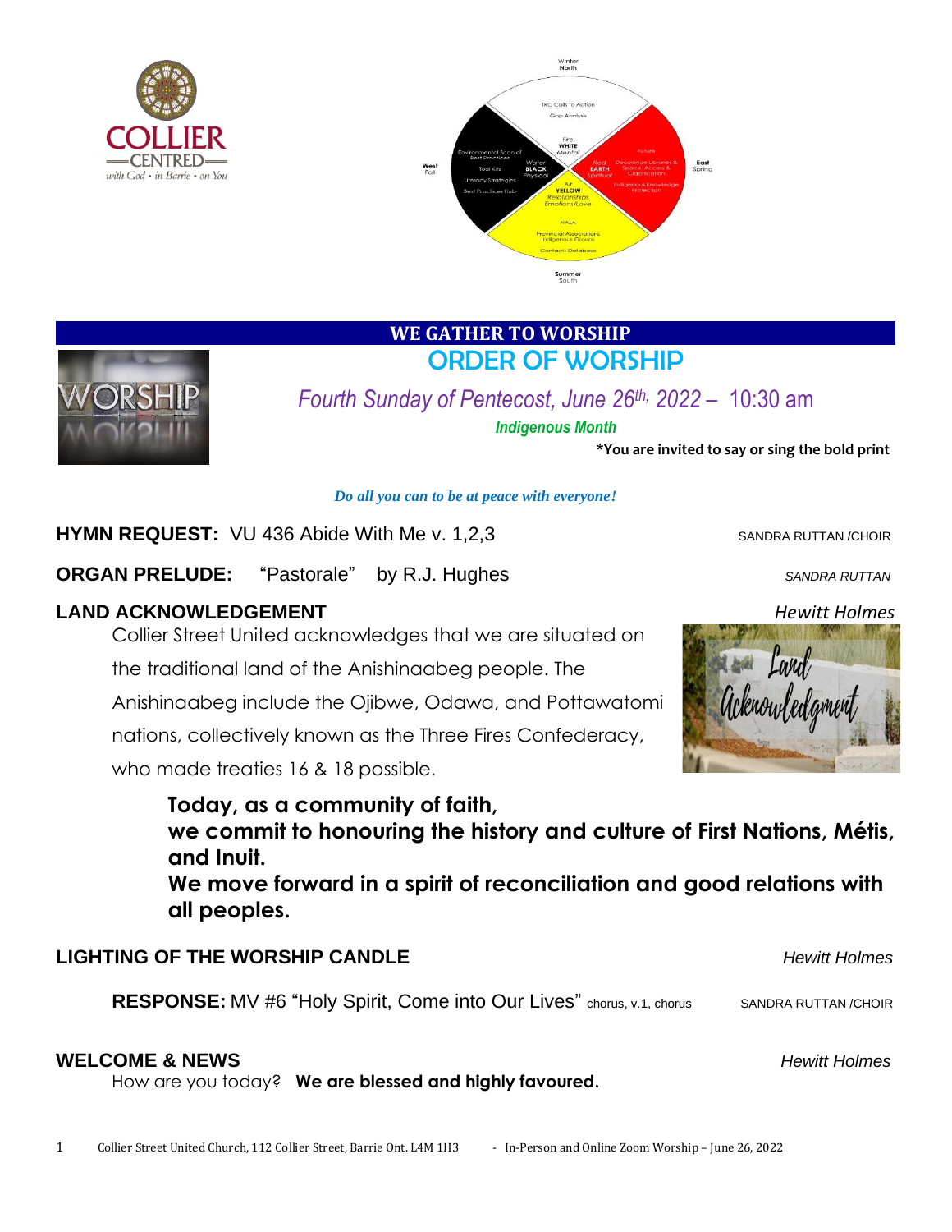## WE GATHER TO WORSHIP

# ORDER OF WORSHIP

*Fourth Sunday of Pentecost, June 26th, 2022 – 10:30 am*

***Indigenous Month***

**\*You are invited to say or sing the bold print**

*Do all you can to be at peace with everyone!*

**HYMN REQUEST:** VU 436 Abide With Me v. 1,2,3 — SANDRA RUTTAN /CHOIR

**ORGAN PRELUDE:** "Pastorale" by R.J. Hughes — *SANDRA RUTTAN*

**LAND ACKNOWLEDGEMENT** — *Hewitt Holmes*

Collier Street United acknowledges that we are situated on the traditional land of the Anishinaabeg people. The Anishinaabeg include the Ojibwe, Odawa, and Pottawatomi nations, collectively known as the Three Fires Confederacy, who made treaties 16 & 18 possible.

**Today, as a community of faith,**
**we commit to honouring the history and culture of First Nations, Métis, and Inuit.**
**We move forward in a spirit of reconciliation and good relations with all peoples.**

**LIGHTING OF THE WORSHIP CANDLE** — *Hewitt Holmes*

**RESPONSE:** MV #6 "Holy Spirit, Come into Our Lives" chorus, v.1, chorus — SANDRA RUTTAN /CHOIR

**WELCOME & NEWS** — *Hewitt Holmes*

How are you today? **We are blessed and highly favoured.**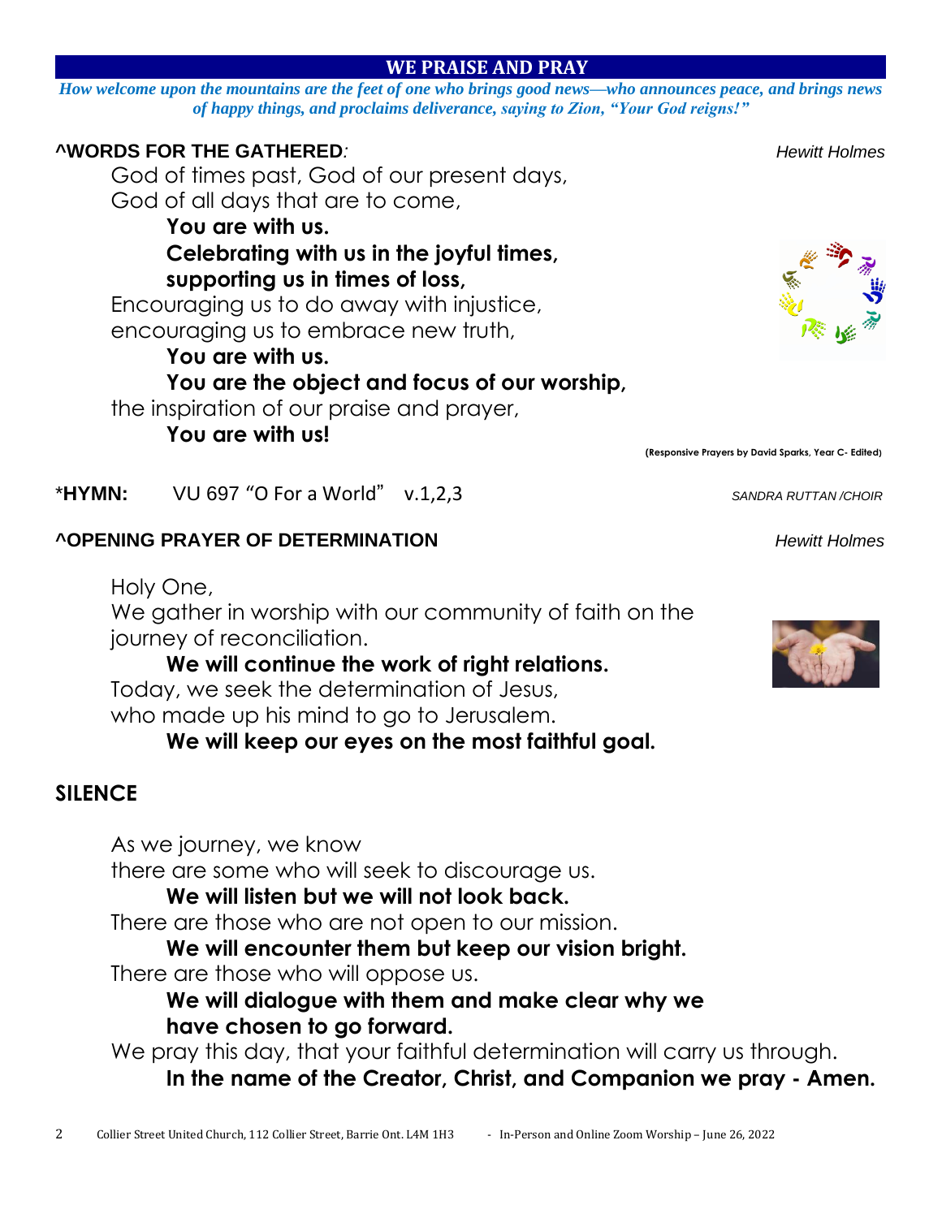## WE PRAISE AND PRAY

***How welcome upon the mountains are the feet of one who brings good news—who announces peace, and brings news of happy things, and proclaims deliverance, saying to Zion, "Your God reigns!"***

**^WORDS FOR THE GATHERED***:* *Hewitt Holmes*

God of times past, God of our present days,
God of all days that are to come,

**You are with us.**
**Celebrating with us in the joyful times,**
**supporting us in times of loss,**

Encouraging us to do away with injustice,
encouraging us to embrace new truth,

**You are with us.**
**You are the object and focus of our worship,**

the inspiration of our praise and prayer,

**You are with us!**

**(Responsive Prayers by David Sparks, Year C- Edited)**

\***HYMN:** VU 697 "O For a World" v.1,2,3 *SANDRA RUTTAN /CHOIR*

**^OPENING PRAYER OF DETERMINATION** *Hewitt Holmes*

Holy One,
We gather in worship with our community of faith on the journey of reconciliation.

**We will continue the work of right relations.**

Today, we seek the determination of Jesus,
who made up his mind to go to Jerusalem.

**We will keep our eyes on the most faithful goal.**

**SILENCE**

As we journey, we know
there are some who will seek to discourage us.

**We will listen but we will not look back.**

There are those who are not open to our mission.

**We will encounter them but keep our vision bright.**

There are those who will oppose us.

**We will dialogue with them and make clear why we have chosen to go forward.**

We pray this day, that your faithful determination will carry us through.

**In the name of the Creator, Christ, and Companion we pray - Amen.**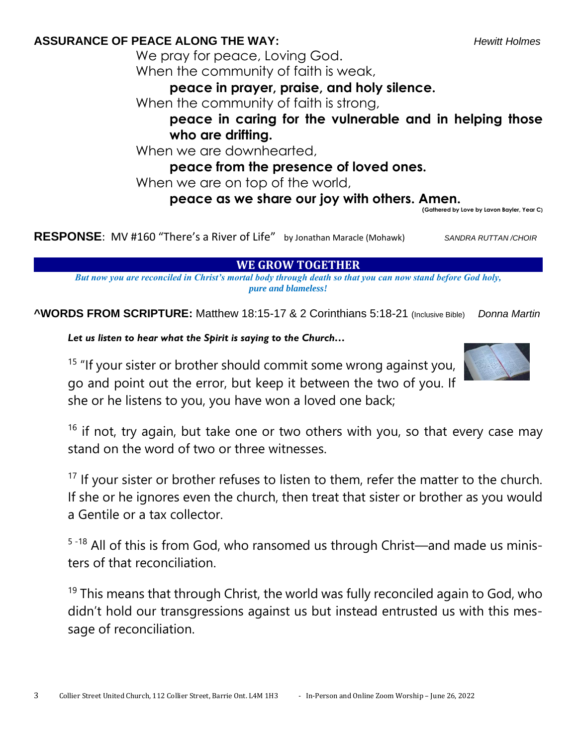**ASSURANCE OF PEACE ALONG THE WAY:** *Hewitt Holmes*

We pray for peace, Loving God.
When the community of faith is weak,
**peace in prayer, praise, and holy silence.**
When the community of faith is strong,
**peace in caring for the vulnerable and in helping those who are drifting.**
When we are downhearted,
**peace from the presence of loved ones.**
When we are on top of the world,
**peace as we share our joy with others. Amen.**
**(Gathered by Love by Lavon Bayler, Year C)**

**RESPONSE**: MV #160 "There's a River of Life" by Jonathan Maracle (Mohawk) *SANDRA RUTTAN /CHOIR*

## WE GROW TOGETHER

***But now you are reconciled in Christ's mortal body through death so that you can now stand before God holy, pure and blameless!***

**^WORDS FROM SCRIPTURE:** Matthew 18:15-17 & 2 Corinthians 5:18-21 (Inclusive Bible) *Donna Martin*

***Let us listen to hear what the Spirit is saying to the Church…***

[15] "If your sister or brother should commit some wrong against you, go and point out the error, but keep it between the two of you. If she or he listens to you, you have won a loved one back;

[16] if not, try again, but take one or two others with you, so that every case may stand on the word of two or three witnesses.

[17] If your sister or brother refuses to listen to them, refer the matter to the church. If she or he ignores even the church, then treat that sister or brother as you would a Gentile or a tax collector.

[5 -18] All of this is from God, who ransomed us through Christ—and made us ministers of that reconciliation.

[19] This means that through Christ, the world was fully reconciled again to God, who didn't hold our transgressions against us but instead entrusted us with this message of reconciliation.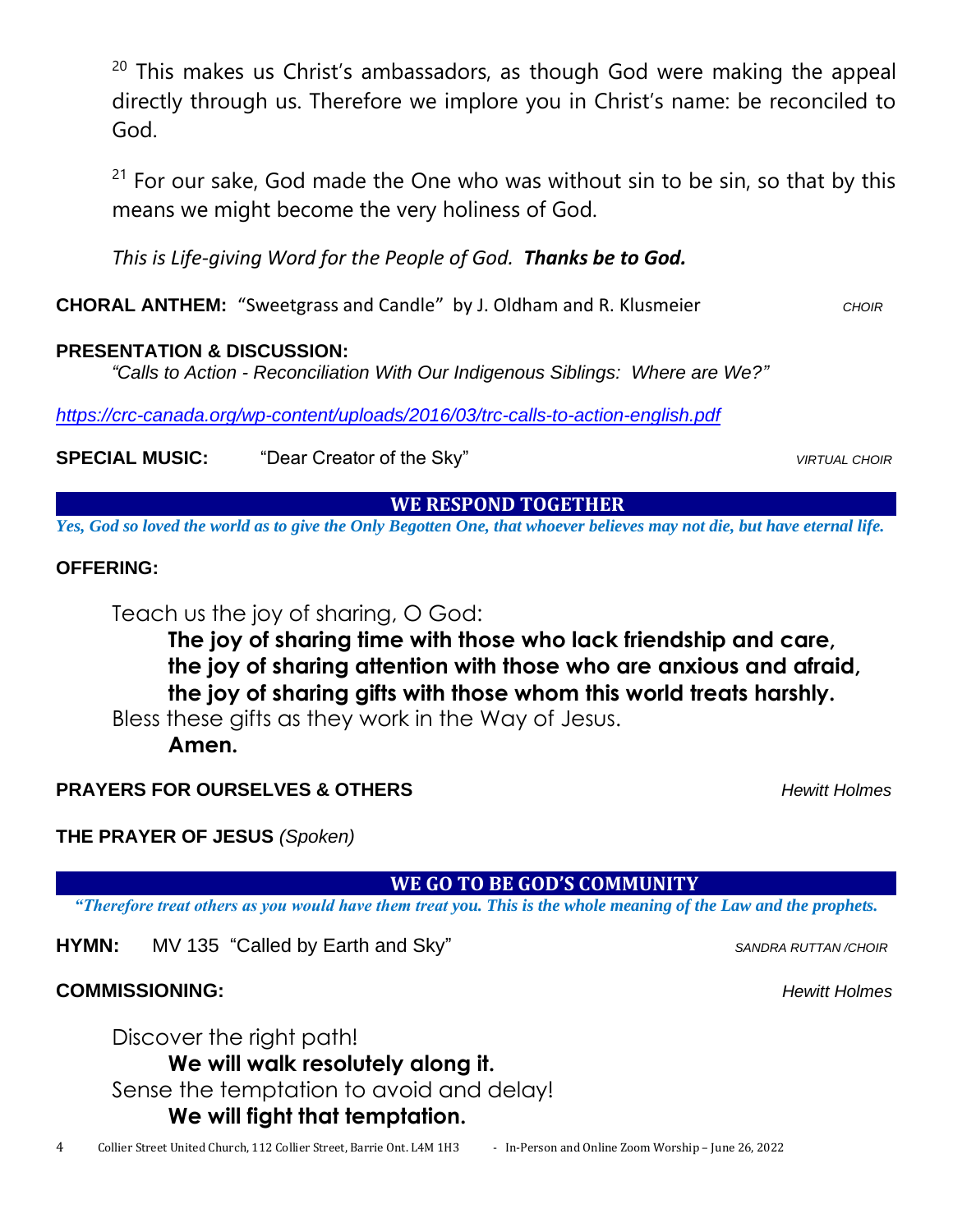[20] This makes us Christ's ambassadors, as though God were making the appeal directly through us. Therefore we implore you in Christ's name: be reconciled to God.

[21] For our sake, God made the One who was without sin to be sin, so that by this means we might become the very holiness of God.

*This is Life-giving Word for the People of God.* ***Thanks be to God.***

**CHORAL ANTHEM:** "Sweetgrass and Candle" by J. Oldham and R. Klusmeier *CHOIR*

**PRESENTATION & DISCUSSION:**
*"Calls to Action - Reconciliation With Our Indigenous Siblings: Where are We?"*

*https://crc-canada.org/wp-content/uploads/2016/03/trc-calls-to-action-english.pdf*

**SPECIAL MUSIC:** "Dear Creator of the Sky" *VIRTUAL CHOIR*

## WE RESPOND TOGETHER

***Yes, God so loved the world as to give the Only Begotten One, that whoever believes may not die, but have eternal life.***

**OFFERING:**

Teach us the joy of sharing, O God:
**The joy of sharing time with those who lack friendship and care,**
**the joy of sharing attention with those who are anxious and afraid,**
**the joy of sharing gifts with those whom this world treats harshly.**
Bless these gifts as they work in the Way of Jesus.
**Amen.**

**PRAYERS FOR OURSELVES & OTHERS** *Hewitt Holmes*

**THE PRAYER OF JESUS** *(Spoken)*

## WE GO TO BE GOD'S COMMUNITY

***"Therefore treat others as you would have them treat you. This is the whole meaning of the Law and the prophets.***

**HYMN:** MV 135 "Called by Earth and Sky" *SANDRA RUTTAN /CHOIR*

**COMMISSIONING:** *Hewitt Holmes*

Discover the right path!
**We will walk resolutely along it.**
Sense the temptation to avoid and delay!
**We will fight that temptation.**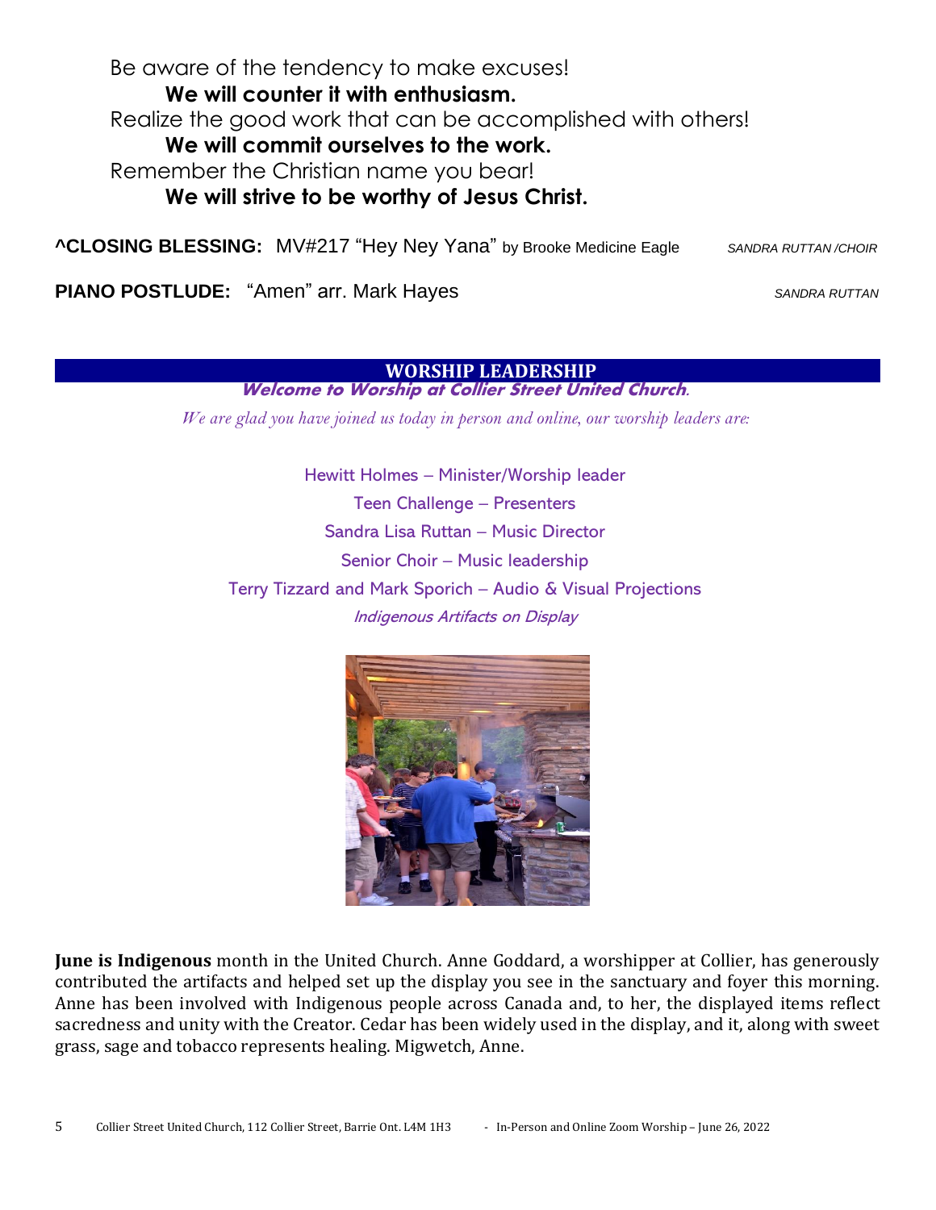Be aware of the tendency to make excuses!

**We will counter it with enthusiasm.**

Realize the good work that can be accomplished with others!

**We will commit ourselves to the work.**

Remember the Christian name you bear!

**We will strive to be worthy of Jesus Christ.**

**^CLOSING BLESSING:** MV#217 "Hey Ney Yana" by Brooke Medicine Eagle *SANDRA RUTTAN /CHOIR*

**PIANO POSTLUDE:** "Amen" arr. Mark Hayes *SANDRA RUTTAN*

## WORSHIP LEADERSHIP

***Welcome to Worship at Collier Street United Church.***

*We are glad you have joined us today in person and online, our worship leaders are:*

Hewitt Holmes – Minister/Worship leader

Teen Challenge – Presenters

Sandra Lisa Ruttan – Music Director

Senior Choir – Music leadership

Terry Tizzard and Mark Sporich – Audio & Visual Projections

*Indigenous Artifacts on Display*

**June is Indigenous** month in the United Church. Anne Goddard, a worshipper at Collier, has generously contributed the artifacts and helped set up the display you see in the sanctuary and foyer this morning. Anne has been involved with Indigenous people across Canada and, to her, the displayed items reflect sacredness and unity with the Creator. Cedar has been widely used in the display, and it, along with sweet grass, sage and tobacco represents healing. Migwetch, Anne.